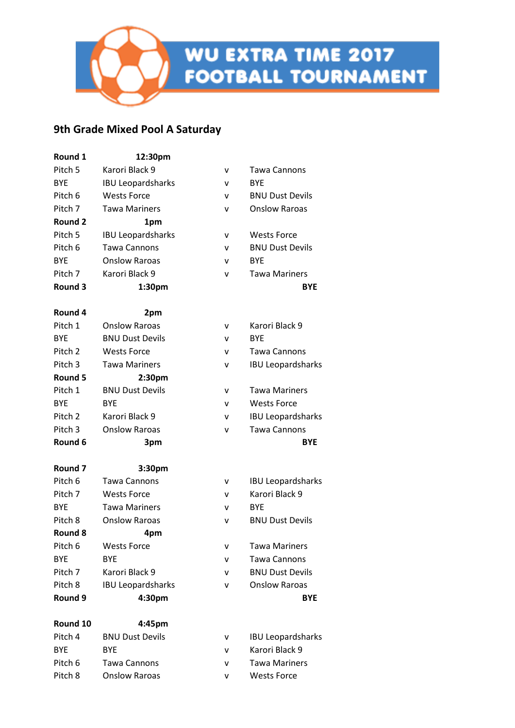# WU EXTRA TIME 2017 FOOTBALL TOURNAMENT

## 9th Grade Mixed Pool A Saturday

| | | | |
|---|---|---|---|
| **Round 1** | **12:30pm** | | |
| Pitch 5 | Karori Black 9 | v | Tawa Cannons |
| BYE | IBU Leopardsharks | v | BYE |
| Pitch 6 | Wests Force | v | BNU Dust Devils |
| Pitch 7 | Tawa Mariners | v | Onslow Raroas |
| **Round 2** | **1pm** | | |
| Pitch 5 | IBU Leopardsharks | v | Wests Force |
| Pitch 6 | Tawa Cannons | v | BNU Dust Devils |
| BYE | Onslow Raroas | v | BYE |
| Pitch 7 | Karori Black 9 | v | Tawa Mariners |
| **Round 3** | **1:30pm** | | **BYE** |
| | | | |
| **Round 4** | **2pm** | | |
| Pitch 1 | Onslow Raroas | v | Karori Black 9 |
| BYE | BNU Dust Devils | v | BYE |
| Pitch 2 | Wests Force | v | Tawa Cannons |
| Pitch 3 | Tawa Mariners | v | IBU Leopardsharks |
| **Round 5** | **2:30pm** | | |
| Pitch 1 | BNU Dust Devils | v | Tawa Mariners |
| BYE | BYE | v | Wests Force |
| Pitch 2 | Karori Black 9 | v | IBU Leopardsharks |
| Pitch 3 | Onslow Raroas | v | Tawa Cannons |
| **Round 6** | **3pm** | | **BYE** |
| | | | |
| **Round 7** | **3:30pm** | | |
| Pitch 6 | Tawa Cannons | v | IBU Leopardsharks |
| Pitch 7 | Wests Force | v | Karori Black 9 |
| BYE | Tawa Mariners | v | BYE |
| Pitch 8 | Onslow Raroas | v | BNU Dust Devils |
| **Round 8** | **4pm** | | |
| Pitch 6 | Wests Force | v | Tawa Mariners |
| BYE | BYE | v | Tawa Cannons |
| Pitch 7 | Karori Black 9 | v | BNU Dust Devils |
| Pitch 8 | IBU Leopardsharks | v | Onslow Raroas |
| **Round 9** | **4:30pm** | | **BYE** |
| | | | |
| **Round 10** | **4:45pm** | | |
| Pitch 4 | BNU Dust Devils | v | IBU Leopardsharks |
| BYE | BYE | v | Karori Black 9 |
| Pitch 6 | Tawa Cannons | v | Tawa Mariners |
| Pitch 8 | Onslow Raroas | v | Wests Force |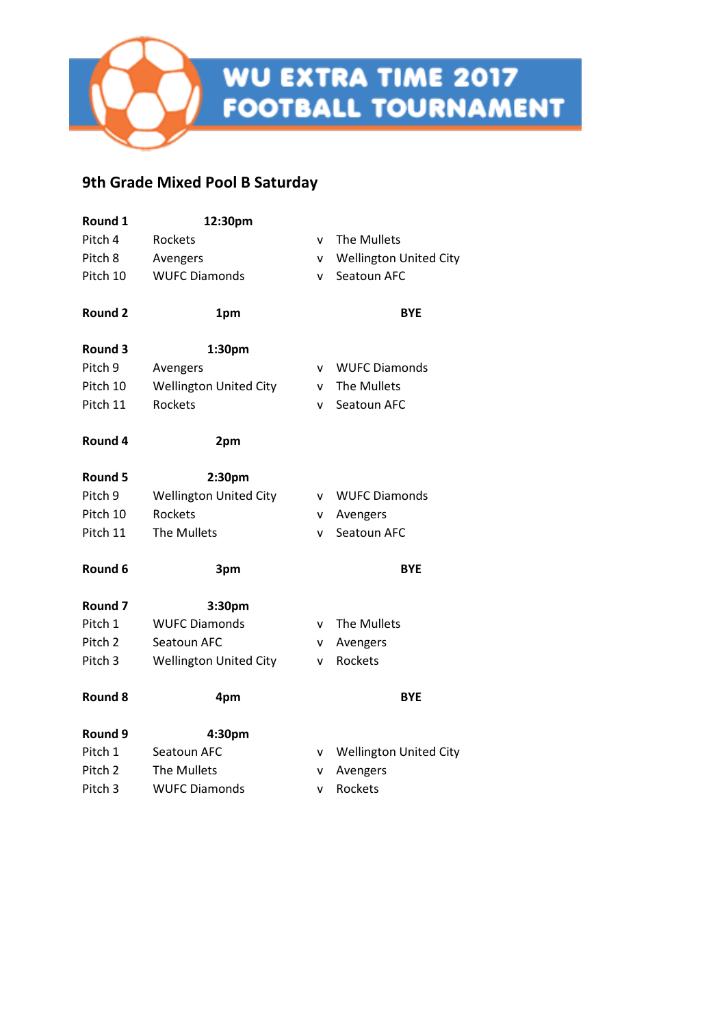# WU EXTRA TIME 2017 FOOTBALL TOURNAMENT

## 9th Grade Mixed Pool B Saturday

| **Round 1** | **12:30pm** | | |
|---|---|---|---|
| Pitch 4 | Rockets | v | The Mullets |
| Pitch 8 | Avengers | v | Wellington United City |
| Pitch 10 | WUFC Diamonds | v | Seatoun AFC |
| | | | |
| **Round 2** | **1pm** | | **BYE** |
| | | | |
| **Round 3** | **1:30pm** | | |
| Pitch 9 | Avengers | v | WUFC Diamonds |
| Pitch 10 | Wellington United City | v | The Mullets |
| Pitch 11 | Rockets | v | Seatoun AFC |
| | | | |
| **Round 4** | **2pm** | | |
| | | | |
| **Round 5** | **2:30pm** | | |
| Pitch 9 | Wellington United City | v | WUFC Diamonds |
| Pitch 10 | Rockets | v | Avengers |
| Pitch 11 | The Mullets | v | Seatoun AFC |
| | | | |
| **Round 6** | **3pm** | | **BYE** |
| | | | |
| **Round 7** | **3:30pm** | | |
| Pitch 1 | WUFC Diamonds | v | The Mullets |
| Pitch 2 | Seatoun AFC | v | Avengers |
| Pitch 3 | Wellington United City | v | Rockets |
| | | | |
| **Round 8** | **4pm** | | **BYE** |
| | | | |
| **Round 9** | **4:30pm** | | |
| Pitch 1 | Seatoun AFC | v | Wellington United City |
| Pitch 2 | The Mullets | v | Avengers |
| Pitch 3 | WUFC Diamonds | v | Rockets |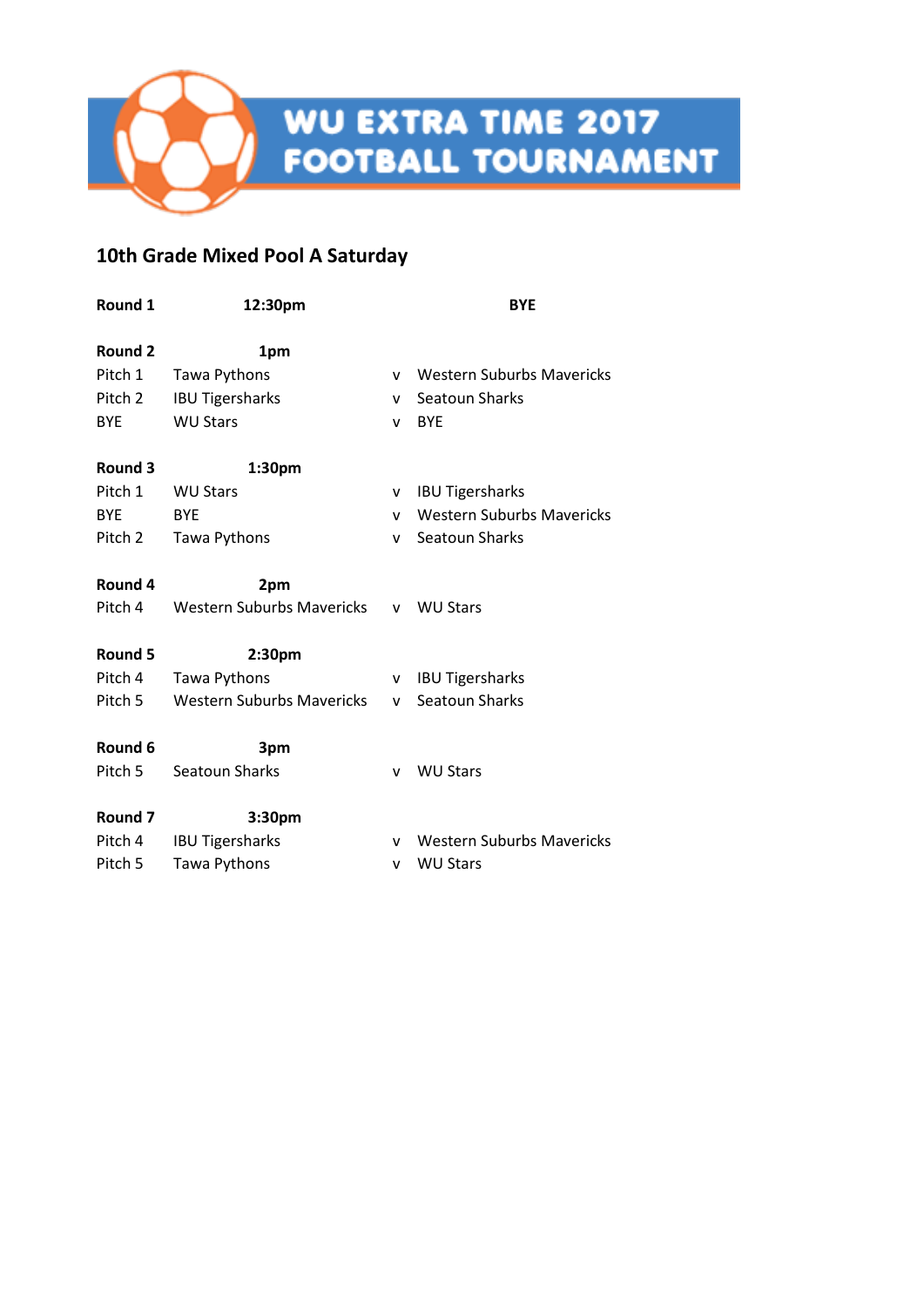# WU EXTRA TIME 2017 FOOTBALL TOURNAMENT

## 10th Grade Mixed Pool A Saturday

| **Round 1** | **12:30pm** | | **BYE** |
|---|---|---|---|
| | | | |
| **Round 2** | **1pm** | | |
| Pitch 1 | Tawa Pythons | v | Western Suburbs Mavericks |
| Pitch 2 | IBU Tigersharks | v | Seatoun Sharks |
| BYE | WU Stars | v | BYE |
| | | | |
| **Round 3** | **1:30pm** | | |
| Pitch 1 | WU Stars | v | IBU Tigersharks |
| BYE | BYE | v | Western Suburbs Mavericks |
| Pitch 2 | Tawa Pythons | v | Seatoun Sharks |
| | | | |
| **Round 4** | **2pm** | | |
| Pitch 4 | Western Suburbs Mavericks | v | WU Stars |
| | | | |
| **Round 5** | **2:30pm** | | |
| Pitch 4 | Tawa Pythons | v | IBU Tigersharks |
| Pitch 5 | Western Suburbs Mavericks | v | Seatoun Sharks |
| | | | |
| **Round 6** | **3pm** | | |
| Pitch 5 | Seatoun Sharks | v | WU Stars |
| | | | |
| **Round 7** | **3:30pm** | | |
| Pitch 4 | IBU Tigersharks | v | Western Suburbs Mavericks |
| Pitch 5 | Tawa Pythons | v | WU Stars |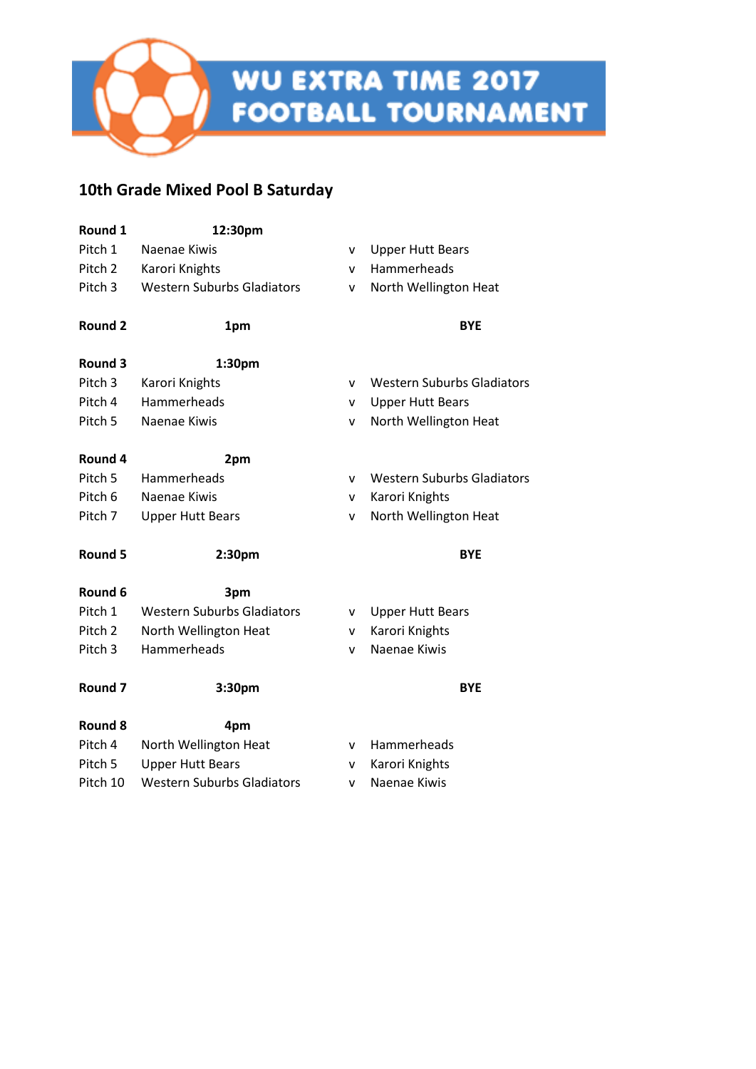# WU EXTRA TIME 2017 FOOTBALL TOURNAMENT

## 10th Grade Mixed Pool B Saturday

| | | | |
|---|---|---|---|
| **Round 1** | **12:30pm** | | |
| Pitch 1 | Naenae Kiwis | v | Upper Hutt Bears |
| Pitch 2 | Karori Knights | v | Hammerheads |
| Pitch 3 | Western Suburbs Gladiators | v | North Wellington Heat |
| | | | |
| **Round 2** | **1pm** | | **BYE** |
| | | | |
| **Round 3** | **1:30pm** | | |
| Pitch 3 | Karori Knights | v | Western Suburbs Gladiators |
| Pitch 4 | Hammerheads | v | Upper Hutt Bears |
| Pitch 5 | Naenae Kiwis | v | North Wellington Heat |
| | | | |
| **Round 4** | **2pm** | | |
| Pitch 5 | Hammerheads | v | Western Suburbs Gladiators |
| Pitch 6 | Naenae Kiwis | v | Karori Knights |
| Pitch 7 | Upper Hutt Bears | v | North Wellington Heat |
| | | | |
| **Round 5** | **2:30pm** | | **BYE** |
| | | | |
| **Round 6** | **3pm** | | |
| Pitch 1 | Western Suburbs Gladiators | v | Upper Hutt Bears |
| Pitch 2 | North Wellington Heat | v | Karori Knights |
| Pitch 3 | Hammerheads | v | Naenae Kiwis |
| | | | |
| **Round 7** | **3:30pm** | | **BYE** |
| | | | |
| **Round 8** | **4pm** | | |
| Pitch 4 | North Wellington Heat | v | Hammerheads |
| Pitch 5 | Upper Hutt Bears | v | Karori Knights |
| Pitch 10 | Western Suburbs Gladiators | v | Naenae Kiwis |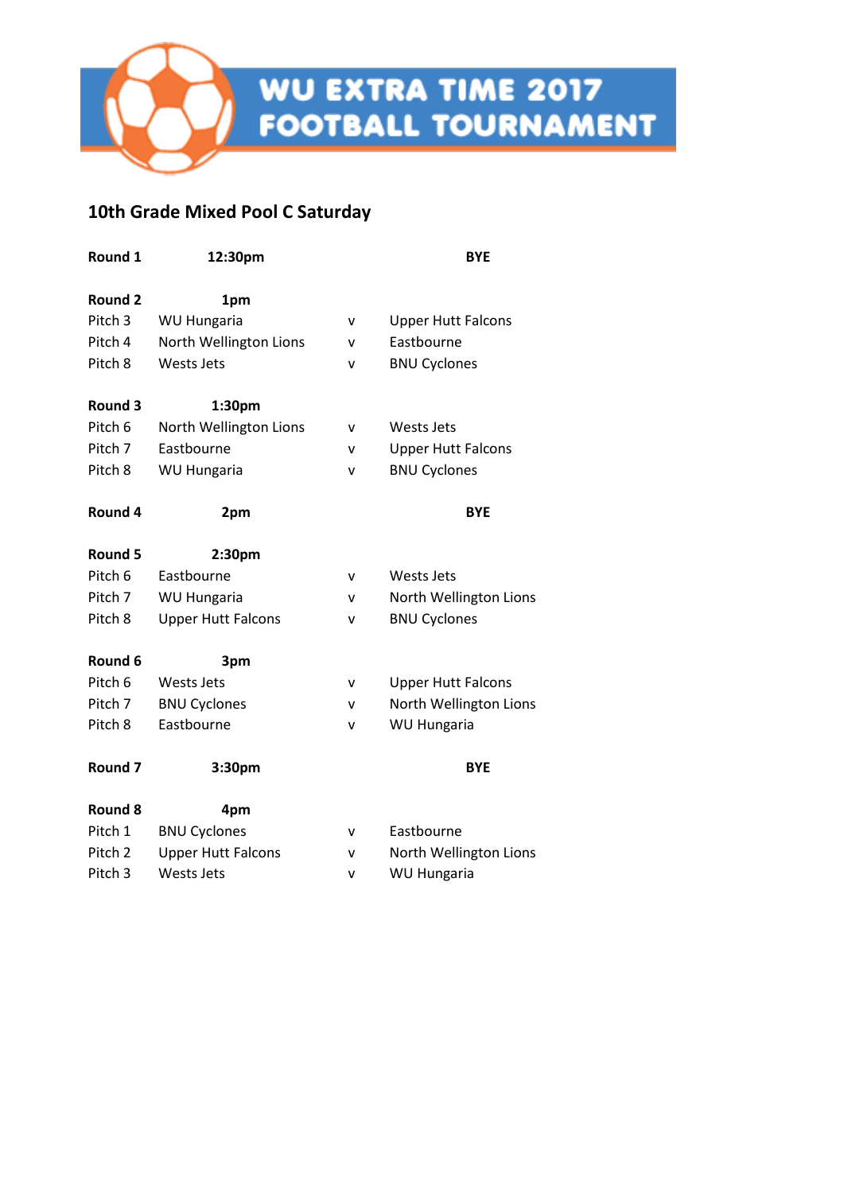# WU EXTRA TIME 2017 FOOTBALL TOURNAMENT

## 10th Grade Mixed Pool C Saturday

| | | | |
|---|---|---|---|
| **Round 1** | **12:30pm** | | **BYE** |
| | | | |
| **Round 2** | **1pm** | | |
| Pitch 3 | WU Hungaria | v | Upper Hutt Falcons |
| Pitch 4 | North Wellington Lions | v | Eastbourne |
| Pitch 8 | Wests Jets | v | BNU Cyclones |
| | | | |
| **Round 3** | **1:30pm** | | |
| Pitch 6 | North Wellington Lions | v | Wests Jets |
| Pitch 7 | Eastbourne | v | Upper Hutt Falcons |
| Pitch 8 | WU Hungaria | v | BNU Cyclones |
| | | | |
| **Round 4** | **2pm** | | **BYE** |
| | | | |
| **Round 5** | **2:30pm** | | |
| Pitch 6 | Eastbourne | v | Wests Jets |
| Pitch 7 | WU Hungaria | v | North Wellington Lions |
| Pitch 8 | Upper Hutt Falcons | v | BNU Cyclones |
| | | | |
| **Round 6** | **3pm** | | |
| Pitch 6 | Wests Jets | v | Upper Hutt Falcons |
| Pitch 7 | BNU Cyclones | v | North Wellington Lions |
| Pitch 8 | Eastbourne | v | WU Hungaria |
| | | | |
| **Round 7** | **3:30pm** | | **BYE** |
| | | | |
| **Round 8** | **4pm** | | |
| Pitch 1 | BNU Cyclones | v | Eastbourne |
| Pitch 2 | Upper Hutt Falcons | v | North Wellington Lions |
| Pitch 3 | Wests Jets | v | WU Hungaria |